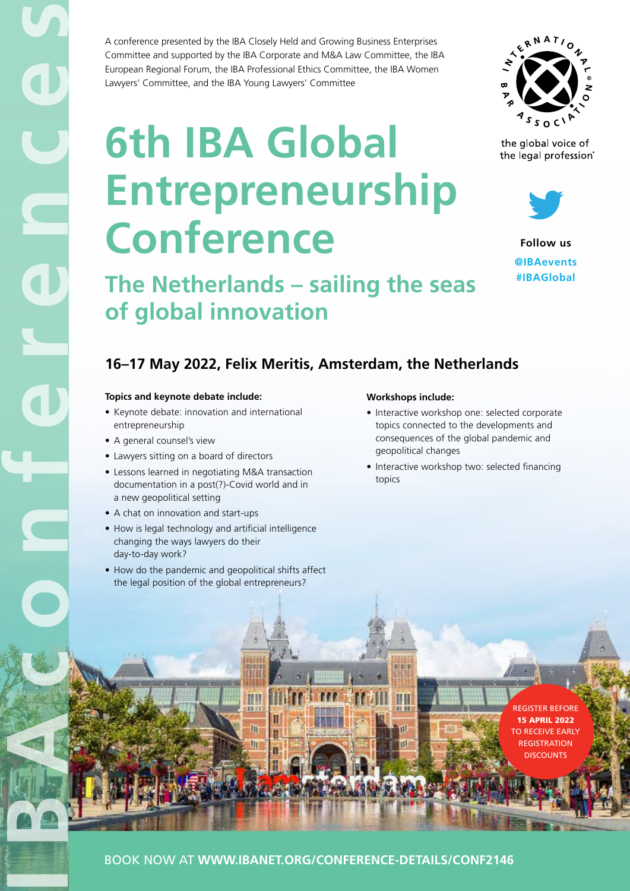IBA conferences

A conference presented by the IBA Closely Held and Growing Business Enterprises Committee and supported by the IBA Corporate and M&A Law Committee, the IBA European Regional Forum, the IBA Professional Ethics Committee, the IBA Women Lawyers' Committee, and the IBA Young Lawyers' Committee

International Bar Association

the global voice of the legal profession®

# 6th IBA Global Entrepreneurship Conference

## The Netherlands – sailing the seas of global innovation

Follow us
**@IBAevents**
**#IBAGlobal**

### 16–17 May 2022, Felix Meritis, Amsterdam, the Netherlands

**Topics and keynote debate include:**

- Keynote debate: innovation and international entrepreneurship
- A general counsel's view
- Lawyers sitting on a board of directors
- Lessons learned in negotiating M&A transaction documentation in a post(?)-Covid world and in a new geopolitical setting
- A chat on innovation and start-ups
- How is legal technology and artificial intelligence changing the ways lawyers do their day-to-day work?
- How do the pandemic and geopolitical shifts affect the legal position of the global entrepreneurs?

**Workshops include:**

- Interactive workshop one: selected corporate topics connected to the developments and consequences of the global pandemic and geopolitical changes
- Interactive workshop two: selected financing topics

REGISTER BEFORE **15 APRIL 2022** TO RECEIVE EARLY REGISTRATION DISCOUNTS

BOOK NOW AT **WWW.IBANET.ORG/CONFERENCE-DETAILS/CONF2146**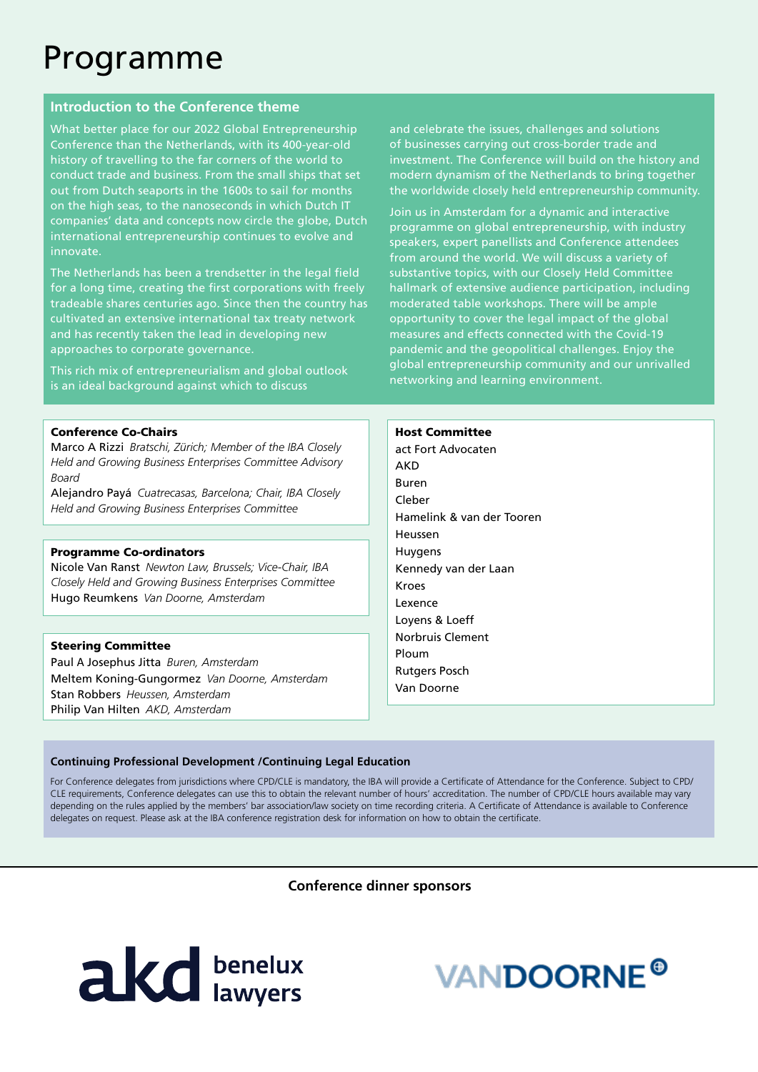# Programme

## Introduction to the Conference theme

What better place for our 2022 Global Entrepreneurship Conference than the Netherlands, with its 400-year-old history of travelling to the far corners of the world to conduct trade and business. From the small ships that set out from Dutch seaports in the 1600s to sail for months on the high seas, to the nanoseconds in which Dutch IT companies' data and concepts now circle the globe, Dutch international entrepreneurship continues to evolve and innovate.

The Netherlands has been a trendsetter in the legal field for a long time, creating the first corporations with freely tradeable shares centuries ago. Since then the country has cultivated an extensive international tax treaty network and has recently taken the lead in developing new approaches to corporate governance.

This rich mix of entrepreneurialism and global outlook is an ideal background against which to discuss and celebrate the issues, challenges and solutions of businesses carrying out cross-border trade and investment. The Conference will build on the history and modern dynamism of the Netherlands to bring together the worldwide closely held entrepreneurship community.

Join us in Amsterdam for a dynamic and interactive programme on global entrepreneurship, with industry speakers, expert panellists and Conference attendees from around the world. We will discuss a variety of substantive topics, with our Closely Held Committee hallmark of extensive audience participation, including moderated table workshops. There will be ample opportunity to cover the legal impact of the global measures and effects connected with the Covid-19 pandemic and the geopolitical challenges. Enjoy the global entrepreneurship community and our unrivalled networking and learning environment.

**Conference Co-Chairs**

Marco A Rizzi *Bratschi, Zürich; Member of the IBA Closely Held and Growing Business Enterprises Committee Advisory Board*

Alejandro Payá *Cuatrecasas, Barcelona; Chair, IBA Closely Held and Growing Business Enterprises Committee*

**Programme Co-ordinators**

Nicole Van Ranst *Newton Law, Brussels; Vice-Chair, IBA Closely Held and Growing Business Enterprises Committee*

Hugo Reumkens *Van Doorne, Amsterdam*

**Steering Committee**

Paul A Josephus Jitta *Buren, Amsterdam*

Meltem Koning-Gungormez *Van Doorne, Amsterdam*

Stan Robbers *Heussen, Amsterdam*

Philip Van Hilten *AKD, Amsterdam*

**Host Committee**

act Fort Advocaten
AKD
Buren
Cleber
Hamelink & van der Tooren
Heussen
Huygens
Kennedy van der Laan
Kroes
Lexence
Loyens & Loeff
Norbruis Clement
Ploum
Rutgers Posch
Van Doorne

**Continuing Professional Development /Continuing Legal Education**

For Conference delegates from jurisdictions where CPD/CLE is mandatory, the IBA will provide a Certificate of Attendance for the Conference. Subject to CPD/CLE requirements, Conference delegates can use this to obtain the relevant number of hours' accreditation. The number of CPD/CLE hours available may vary depending on the rules applied by the members' bar association/law society on time recording criteria. A Certificate of Attendance is available to Conference delegates on request. Please ask at the IBA conference registration desk for information on how to obtain the certificate.

**Conference dinner sponsors**

akd benelux lawyers

VANDOORNE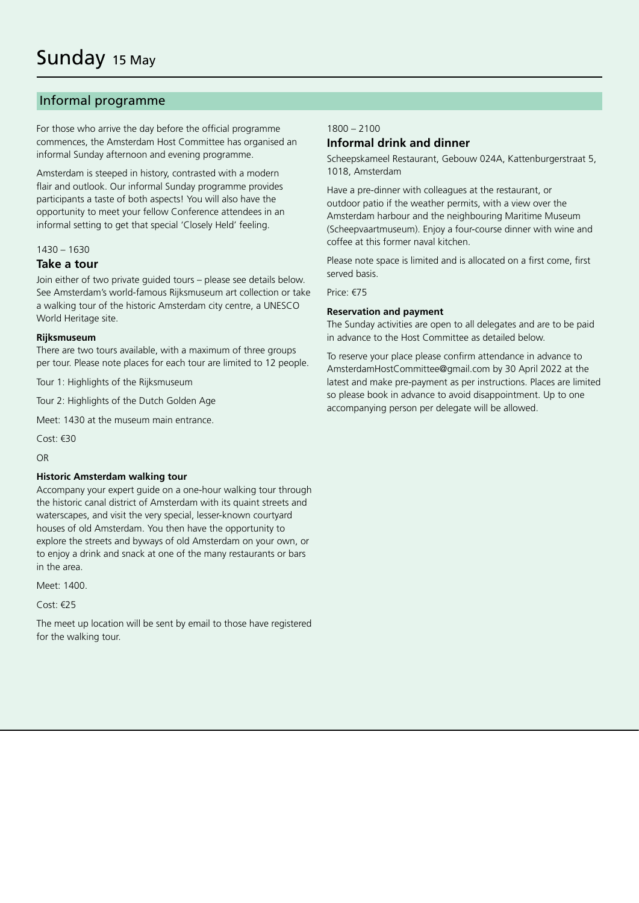# Sunday 15 May

## Informal programme

For those who arrive the day before the official programme commences, the Amsterdam Host Committee has organised an informal Sunday afternoon and evening programme.

Amsterdam is steeped in history, contrasted with a modern flair and outlook. Our informal Sunday programme provides participants a taste of both aspects! You will also have the opportunity to meet your fellow Conference attendees in an informal setting to get that special 'Closely Held' feeling.

1430 – 1630

### Take a tour

Join either of two private guided tours – please see details below. See Amsterdam's world-famous Rijksmuseum art collection or take a walking tour of the historic Amsterdam city centre, a UNESCO World Heritage site.

**Rijksmuseum**

There are two tours available, with a maximum of three groups per tour. Please note places for each tour are limited to 12 people.

Tour 1: Highlights of the Rijksmuseum

Tour 2: Highlights of the Dutch Golden Age

Meet: 1430 at the museum main entrance.

Cost: €30

OR

**Historic Amsterdam walking tour**

Accompany your expert guide on a one-hour walking tour through the historic canal district of Amsterdam with its quaint streets and waterscapes, and visit the very special, lesser-known courtyard houses of old Amsterdam. You then have the opportunity to explore the streets and byways of old Amsterdam on your own, or to enjoy a drink and snack at one of the many restaurants or bars in the area.

Meet: 1400.

Cost: €25

The meet up location will be sent by email to those have registered for the walking tour.

1800 – 2100

### Informal drink and dinner

Scheepskameel Restaurant, Gebouw 024A, Kattenburgerstraat 5, 1018, Amsterdam

Have a pre-dinner with colleagues at the restaurant, or outdoor patio if the weather permits, with a view over the Amsterdam harbour and the neighbouring Maritime Museum (Scheepvaartmuseum). Enjoy a four-course dinner with wine and coffee at this former naval kitchen.

Please note space is limited and is allocated on a first come, first served basis.

Price: €75

**Reservation and payment**

The Sunday activities are open to all delegates and are to be paid in advance to the Host Committee as detailed below.

To reserve your place please confirm attendance in advance to AmsterdamHostCommittee@gmail.com by 30 April 2022 at the latest and make pre-payment as per instructions. Places are limited so please book in advance to avoid disappointment. Up to one accompanying person per delegate will be allowed.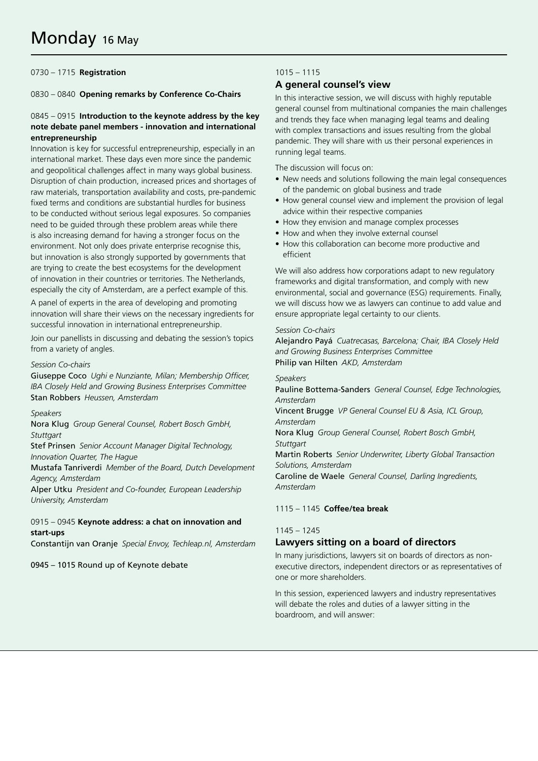# Monday 16 May

0730 – 1715 **Registration**

0830 – 0840 **Opening remarks by Conference Co-Chairs**

0845 – 0915 **Introduction to the keynote address by the key note debate panel members - innovation and international entrepreneurship**

Innovation is key for successful entrepreneurship, especially in an international market. These days even more since the pandemic and geopolitical challenges affect in many ways global business. Disruption of chain production, increased prices and shortages of raw materials, transportation availability and costs, pre-pandemic fixed terms and conditions are substantial hurdles for business to be conducted without serious legal exposures. So companies need to be guided through these problem areas while there is also increasing demand for having a stronger focus on the environment. Not only does private enterprise recognise this, but innovation is also strongly supported by governments that are trying to create the best ecosystems for the development of innovation in their countries or territories. The Netherlands, especially the city of Amsterdam, are a perfect example of this.

A panel of experts in the area of developing and promoting innovation will share their views on the necessary ingredients for successful innovation in international entrepreneurship.

Join our panellists in discussing and debating the session's topics from a variety of angles.

*Session Co-chairs*

Giuseppe Coco *Ughi e Nunziante, Milan; Membership Officer, IBA Closely Held and Growing Business Enterprises Committee*
Stan Robbers *Heussen, Amsterdam*

*Speakers*

Nora Klug *Group General Counsel, Robert Bosch GmbH, Stuttgart*
Stef Prinsen *Senior Account Manager Digital Technology, Innovation Quarter, The Hague*
Mustafa Tanriverdi *Member of the Board, Dutch Development Agency, Amsterdam*
Alper Utku *President and Co-founder, European Leadership University, Amsterdam*

0915 – 0945 **Keynote address: a chat on innovation and start-ups**

Constantijn van Oranje *Special Envoy, Techleap.nl, Amsterdam*

0945 – 1015 Round up of Keynote debate

1015 – 1115

## A general counsel's view

In this interactive session, we will discuss with highly reputable general counsel from multinational companies the main challenges and trends they face when managing legal teams and dealing with complex transactions and issues resulting from the global pandemic. They will share with us their personal experiences in running legal teams.

The discussion will focus on:

- New needs and solutions following the main legal consequences of the pandemic on global business and trade
- How general counsel view and implement the provision of legal advice within their respective companies
- How they envision and manage complex processes
- How and when they involve external counsel
- How this collaboration can become more productive and efficient

We will also address how corporations adapt to new regulatory frameworks and digital transformation, and comply with new environmental, social and governance (ESG) requirements. Finally, we will discuss how we as lawyers can continue to add value and ensure appropriate legal certainty to our clients.

*Session Co-chairs*

Alejandro Payá *Cuatrecasas, Barcelona; Chair, IBA Closely Held and Growing Business Enterprises Committee*
Philip van Hilten *AKD, Amsterdam*

*Speakers*

Pauline Bottema-Sanders *General Counsel, Edge Technologies, Amsterdam*
Vincent Brugge *VP General Counsel EU & Asia, ICL Group, Amsterdam*
Nora Klug *Group General Counsel, Robert Bosch GmbH, Stuttgart*
Martin Roberts *Senior Underwriter, Liberty Global Transaction Solutions, Amsterdam*
Caroline de Waele *General Counsel, Darling Ingredients, Amsterdam*

1115 – 1145 **Coffee/tea break**

1145 – 1245

## Lawyers sitting on a board of directors

In many jurisdictions, lawyers sit on boards of directors as non-executive directors, independent directors or as representatives of one or more shareholders.

In this session, experienced lawyers and industry representatives will debate the roles and duties of a lawyer sitting in the boardroom, and will answer: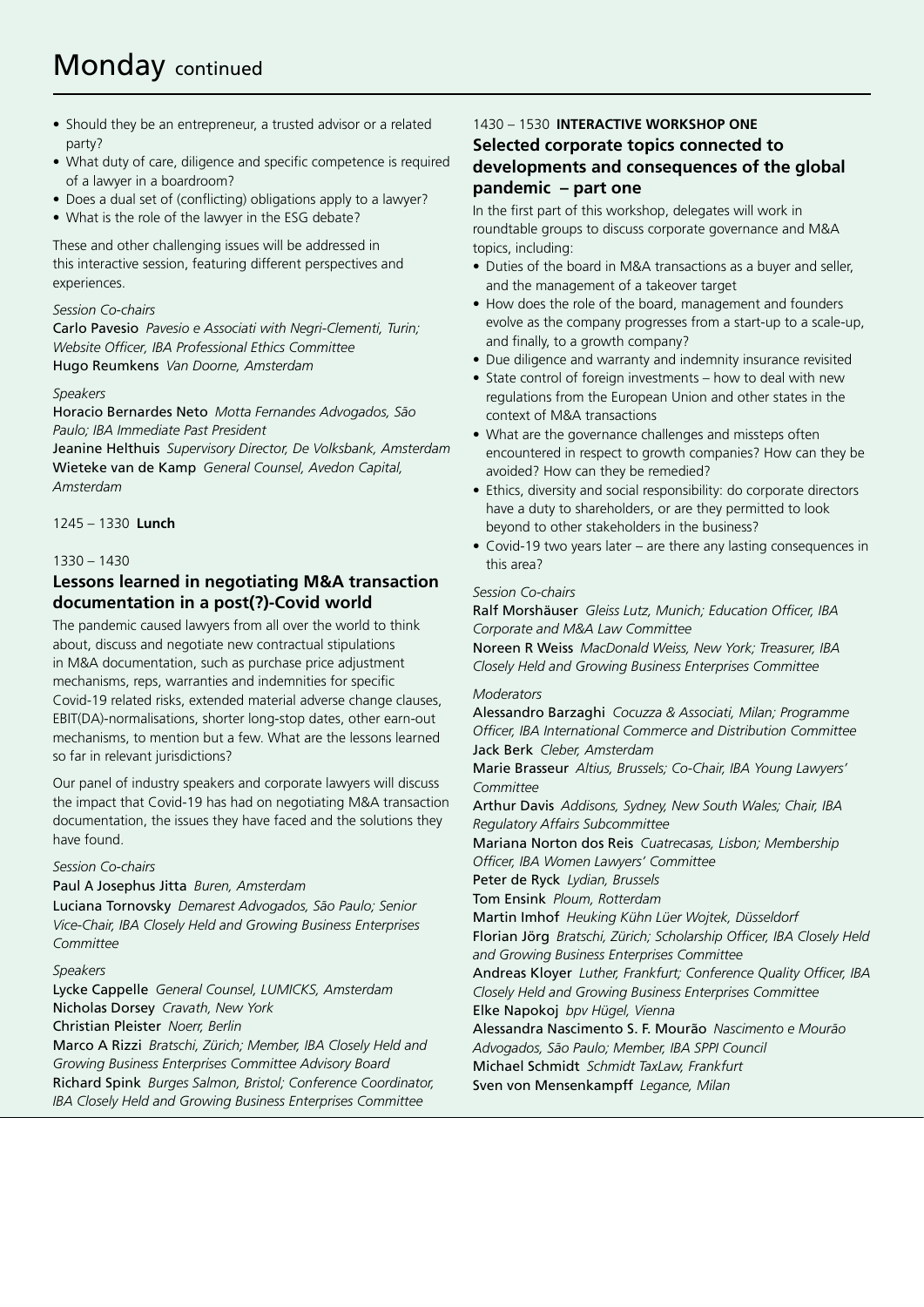# Monday continued

- Should they be an entrepreneur, a trusted advisor or a related party?
- What duty of care, diligence and specific competence is required of a lawyer in a boardroom?
- Does a dual set of (conflicting) obligations apply to a lawyer?
- What is the role of the lawyer in the ESG debate?

These and other challenging issues will be addressed in this interactive session, featuring different perspectives and experiences.

*Session Co-chairs*

Carlo Pavesio *Pavesio e Associati with Negri-Clementi, Turin; Website Officer, IBA Professional Ethics Committee*
Hugo Reumkens *Van Doorne, Amsterdam*

*Speakers*

Horacio Bernardes Neto *Motta Fernandes Advogados, São Paulo; IBA Immediate Past President*
Jeanine Helthuis *Supervisory Director, De Volksbank, Amsterdam*
Wieteke van de Kamp *General Counsel, Avedon Capital, Amsterdam*

1245 – 1330 **Lunch**

1330 – 1430

## Lessons learned in negotiating M&A transaction documentation in a post(?)-Covid world

The pandemic caused lawyers from all over the world to think about, discuss and negotiate new contractual stipulations in M&A documentation, such as purchase price adjustment mechanisms, reps, warranties and indemnities for specific Covid-19 related risks, extended material adverse change clauses, EBIT(DA)-normalisations, shorter long-stop dates, other earn-out mechanisms, to mention but a few. What are the lessons learned so far in relevant jurisdictions?

Our panel of industry speakers and corporate lawyers will discuss the impact that Covid-19 has had on negotiating M&A transaction documentation, the issues they have faced and the solutions they have found.

*Session Co-chairs*

Paul A Josephus Jitta *Buren, Amsterdam*
Luciana Tornovsky *Demarest Advogados, São Paulo; Senior Vice-Chair, IBA Closely Held and Growing Business Enterprises Committee*

*Speakers*

Lycke Cappelle *General Counsel, LUMICKS, Amsterdam*
Nicholas Dorsey *Cravath, New York*
Christian Pleister *Noerr, Berlin*
Marco A Rizzi *Bratschi, Zürich; Member, IBA Closely Held and Growing Business Enterprises Committee Advisory Board*
Richard Spink *Burges Salmon, Bristol; Conference Coordinator, IBA Closely Held and Growing Business Enterprises Committee*

1430 – 1530 **INTERACTIVE WORKSHOP ONE**

## Selected corporate topics connected to developments and consequences of the global pandemic – part one

In the first part of this workshop, delegates will work in roundtable groups to discuss corporate governance and M&A topics, including:

- Duties of the board in M&A transactions as a buyer and seller, and the management of a takeover target
- How does the role of the board, management and founders evolve as the company progresses from a start-up to a scale-up, and finally, to a growth company?
- Due diligence and warranty and indemnity insurance revisited
- State control of foreign investments – how to deal with new regulations from the European Union and other states in the context of M&A transactions
- What are the governance challenges and missteps often encountered in respect to growth companies? How can they be avoided? How can they be remedied?
- Ethics, diversity and social responsibility: do corporate directors have a duty to shareholders, or are they permitted to look beyond to other stakeholders in the business?
- Covid-19 two years later – are there any lasting consequences in this area?

*Session Co-chairs*

Ralf Morshäuser *Gleiss Lutz, Munich; Education Officer, IBA Corporate and M&A Law Committee*
Noreen R Weiss *MacDonald Weiss, New York; Treasurer, IBA Closely Held and Growing Business Enterprises Committee*

*Moderators*

Alessandro Barzaghi *Cocuzza & Associati, Milan; Programme Officer, IBA International Commerce and Distribution Committee*
Jack Berk *Cleber, Amsterdam*
Marie Brasseur *Altius, Brussels; Co-Chair, IBA Young Lawyers' Committee*
Arthur Davis *Addisons, Sydney, New South Wales; Chair, IBA Regulatory Affairs Subcommittee*
Mariana Norton dos Reis *Cuatrecasas, Lisbon; Membership Officer, IBA Women Lawyers' Committee*
Peter de Ryck *Lydian, Brussels*
Tom Ensink *Ploum, Rotterdam*
Martin Imhof *Heuking Kühn Lüer Wojtek, Düsseldorf*
Florian Jörg *Bratschi, Zürich; Scholarship Officer, IBA Closely Held and Growing Business Enterprises Committee*
Andreas Kloyer *Luther, Frankfurt; Conference Quality Officer, IBA Closely Held and Growing Business Enterprises Committee*
Elke Napokoj *bpv Hügel, Vienna*
Alessandra Nascimento S. F. Mourão *Nascimento e Mourão Advogados, São Paulo; Member, IBA SPPI Council*
Michael Schmidt *Schmidt TaxLaw, Frankfurt*
Sven von Mensenkampff *Legance, Milan*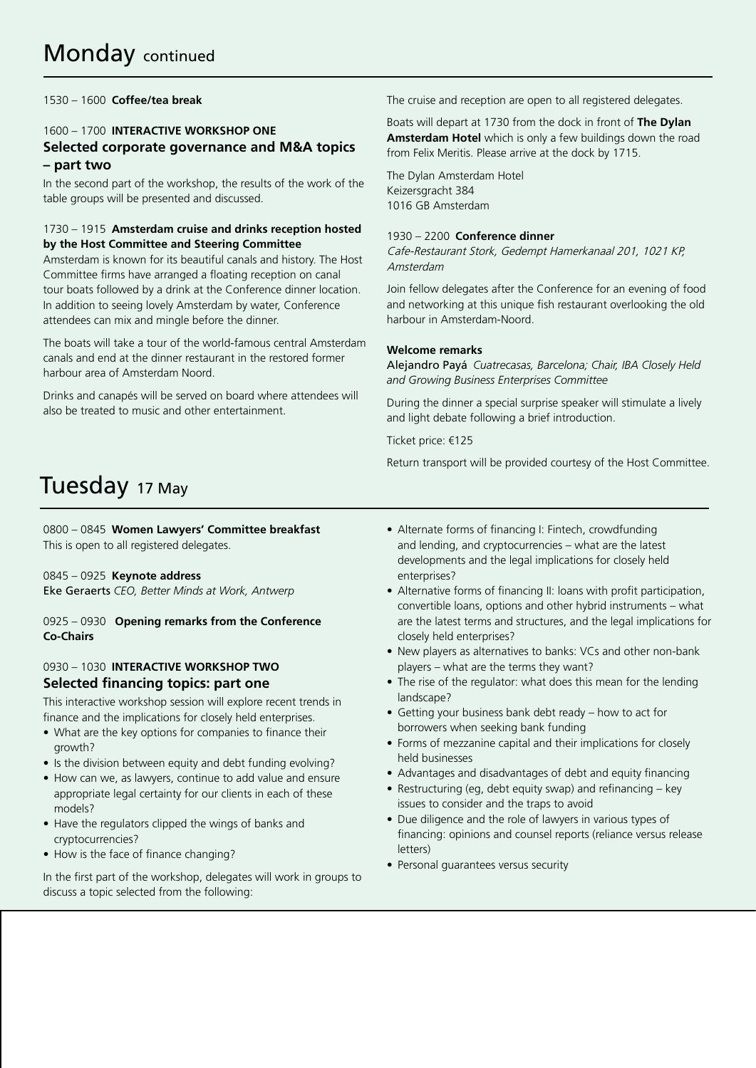# Monday continued

1530 – 1600 **Coffee/tea break**

1600 – 1700 **INTERACTIVE WORKSHOP ONE**

### Selected corporate governance and M&A topics – part two

In the second part of the workshop, the results of the work of the table groups will be presented and discussed.

1730 – 1915 **Amsterdam cruise and drinks reception hosted by the Host Committee and Steering Committee**

Amsterdam is known for its beautiful canals and history. The Host Committee firms have arranged a floating reception on canal tour boats followed by a drink at the Conference dinner location. In addition to seeing lovely Amsterdam by water, Conference attendees can mix and mingle before the dinner.

The boats will take a tour of the world-famous central Amsterdam canals and end at the dinner restaurant in the restored former harbour area of Amsterdam Noord.

Drinks and canapés will be served on board where attendees will also be treated to music and other entertainment.

The cruise and reception are open to all registered delegates.

Boats will depart at 1730 from the dock in front of **The Dylan Amsterdam Hotel** which is only a few buildings down the road from Felix Meritis. Please arrive at the dock by 1715.

The Dylan Amsterdam Hotel
Keizersgracht 384
1016 GB Amsterdam

1930 – 2200 **Conference dinner**

*Cafe-Restaurant Stork, Gedempt Hamerkanaal 201, 1021 KP, Amsterdam*

Join fellow delegates after the Conference for an evening of food and networking at this unique fish restaurant overlooking the old harbour in Amsterdam-Noord.

**Welcome remarks**

Alejandro Payá *Cuatrecasas, Barcelona; Chair, IBA Closely Held and Growing Business Enterprises Committee*

During the dinner a special surprise speaker will stimulate a lively and light debate following a brief introduction.

Ticket price: €125

Return transport will be provided courtesy of the Host Committee.

# Tuesday 17 May

0800 – 0845 **Women Lawyers' Committee breakfast**
This is open to all registered delegates.

0845 – 0925 **Keynote address**
Eke Geraerts *CEO, Better Minds at Work, Antwerp*

0925 – 0930 **Opening remarks from the Conference Co-Chairs**

0930 – 1030 **INTERACTIVE WORKSHOP TWO**

### Selected financing topics: part one

This interactive workshop session will explore recent trends in finance and the implications for closely held enterprises.

- What are the key options for companies to finance their growth?
- Is the division between equity and debt funding evolving?
- How can we, as lawyers, continue to add value and ensure appropriate legal certainty for our clients in each of these models?
- Have the regulators clipped the wings of banks and cryptocurrencies?
- How is the face of finance changing?

In the first part of the workshop, delegates will work in groups to discuss a topic selected from the following:

- Alternate forms of financing I: Fintech, crowdfunding and lending, and cryptocurrencies – what are the latest developments and the legal implications for closely held enterprises?
- Alternative forms of financing II: loans with profit participation, convertible loans, options and other hybrid instruments – what are the latest terms and structures, and the legal implications for closely held enterprises?
- New players as alternatives to banks: VCs and other non-bank players – what are the terms they want?
- The rise of the regulator: what does this mean for the lending landscape?
- Getting your business bank debt ready – how to act for borrowers when seeking bank funding
- Forms of mezzanine capital and their implications for closely held businesses
- Advantages and disadvantages of debt and equity financing
- Restructuring (eg, debt equity swap) and refinancing – key issues to consider and the traps to avoid
- Due diligence and the role of lawyers in various types of financing: opinions and counsel reports (reliance versus release letters)
- Personal guarantees versus security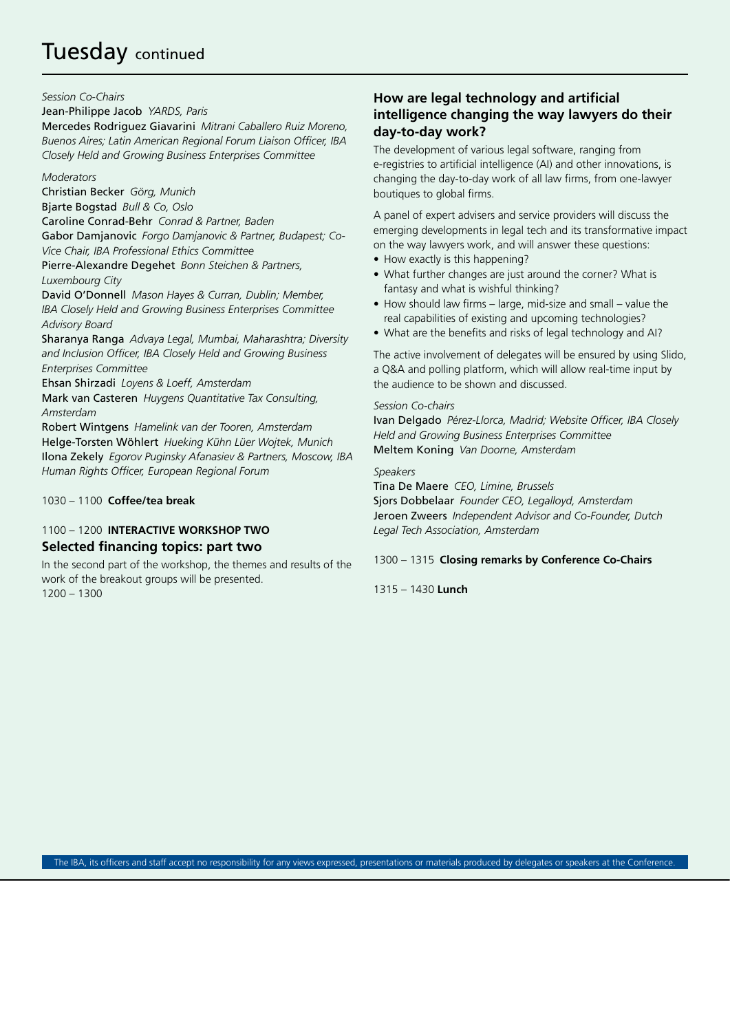# Tuesday continued

*Session Co-Chairs*

Jean-Philippe Jacob *YARDS, Paris*

Mercedes Rodriguez Giavarini *Mitrani Caballero Ruiz Moreno, Buenos Aires; Latin American Regional Forum Liaison Officer, IBA Closely Held and Growing Business Enterprises Committee*

*Moderators*

Christian Becker *Görg, Munich*

Bjarte Bogstad *Bull & Co, Oslo*

Caroline Conrad-Behr *Conrad & Partner, Baden*

Gabor Damjanovic *Forgo Damjanovic & Partner, Budapest; Co-Vice Chair, IBA Professional Ethics Committee*

Pierre-Alexandre Degehet *Bonn Steichen & Partners, Luxembourg City*

David O'Donnell *Mason Hayes & Curran, Dublin; Member, IBA Closely Held and Growing Business Enterprises Committee Advisory Board*

Sharanya Ranga *Advaya Legal, Mumbai, Maharashtra; Diversity and Inclusion Officer, IBA Closely Held and Growing Business Enterprises Committee*

Ehsan Shirzadi *Loyens & Loeff, Amsterdam*

Mark van Casteren *Huygens Quantitative Tax Consulting, Amsterdam*

Robert Wintgens *Hamelink van der Tooren, Amsterdam*

Helge-Torsten Wöhlert *Hueking Kühn Lüer Wojtek, Munich*

Ilona Zekely *Egorov Puginsky Afanasiev & Partners, Moscow, IBA Human Rights Officer, European Regional Forum*

1030 – 1100 **Coffee/tea break**

1100 – 1200 **INTERACTIVE WORKSHOP TWO**

### Selected financing topics: part two

In the second part of the workshop, the themes and results of the work of the breakout groups will be presented.

1200 – 1300

### How are legal technology and artificial intelligence changing the way lawyers do their day-to-day work?

The development of various legal software, ranging from e-registries to artificial intelligence (AI) and other innovations, is changing the day-to-day work of all law firms, from one-lawyer boutiques to global firms.

A panel of expert advisers and service providers will discuss the emerging developments in legal tech and its transformative impact on the way lawyers work, and will answer these questions:

- How exactly is this happening?
- What further changes are just around the corner? What is fantasy and what is wishful thinking?
- How should law firms – large, mid-size and small – value the real capabilities of existing and upcoming technologies?
- What are the benefits and risks of legal technology and AI?

The active involvement of delegates will be ensured by using Slido, a Q&A and polling platform, which will allow real-time input by the audience to be shown and discussed.

*Session Co-chairs*

Ivan Delgado *Pérez-Llorca, Madrid; Website Officer, IBA Closely Held and Growing Business Enterprises Committee*

Meltem Koning *Van Doorne, Amsterdam*

*Speakers*

Tina De Maere *CEO, Limine, Brussels*

Sjors Dobbelaar *Founder CEO, Legalloyd, Amsterdam*

Jeroen Zweers *Independent Advisor and Co-Founder, Dutch Legal Tech Association, Amsterdam*

1300 – 1315 **Closing remarks by Conference Co-Chairs**

1315 – 1430 **Lunch**

The IBA, its officers and staff accept no responsibility for any views expressed, presentations or materials produced by delegates or speakers at the Conference.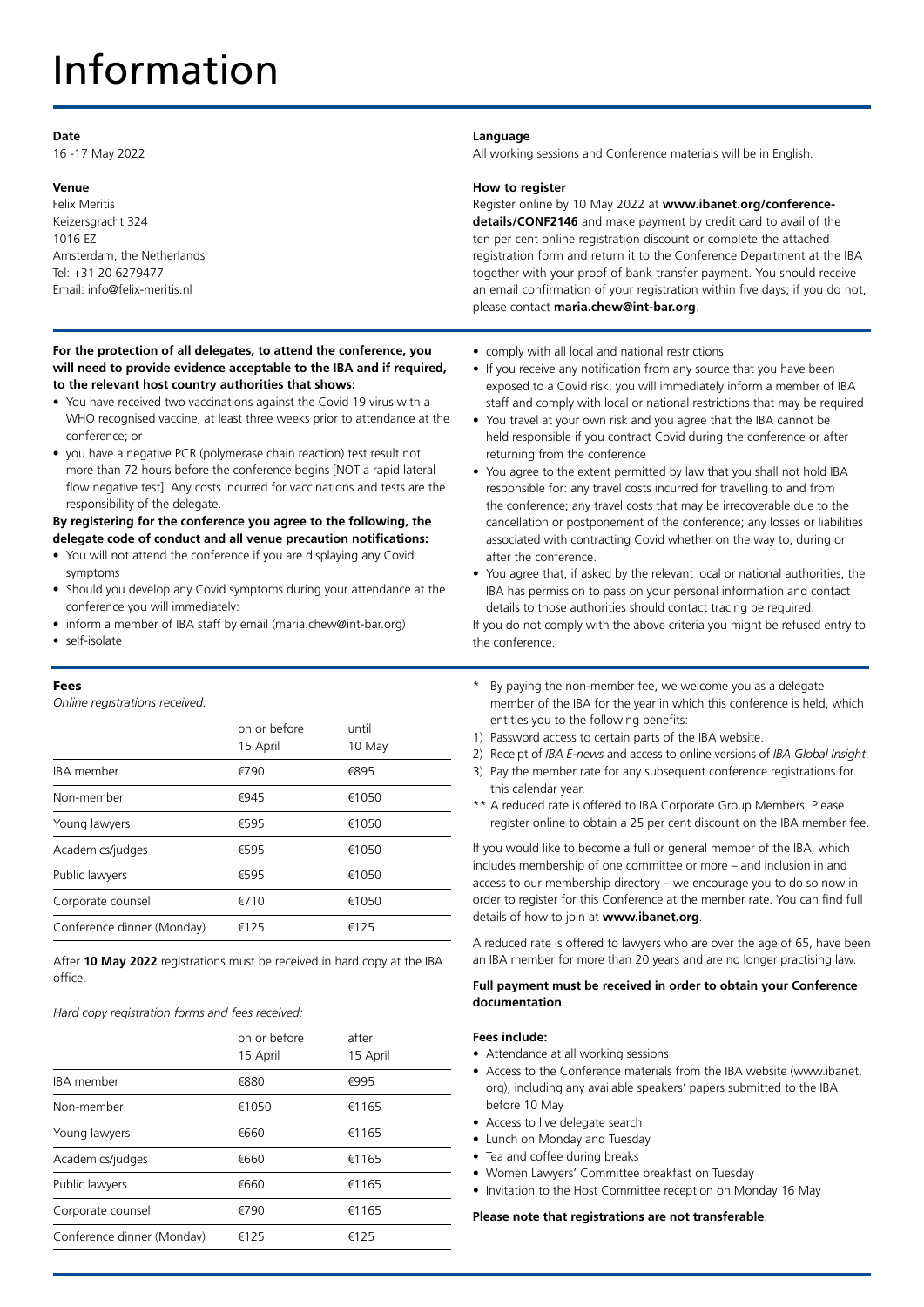# Information

**Date**

16 -17 May 2022

**Venue**

Felix Meritis
Keizersgracht 324
1016 EZ
Amsterdam, the Netherlands
Tel: +31 20 6279477
Email: info@felix-meritis.nl

**Language**

All working sessions and Conference materials will be in English.

**How to register**

Register online by 10 May 2022 at **www.ibanet.org/conference-details/CONF2146** and make payment by credit card to avail of the ten per cent online registration discount or complete the attached registration form and return it to the Conference Department at the IBA together with your proof of bank transfer payment. You should receive an email confirmation of your registration within five days; if you do not, please contact **maria.chew@int-bar.org**.

**For the protection of all delegates, to attend the conference, you will need to provide evidence acceptable to the IBA and if required, to the relevant host country authorities that shows:**

- You have received two vaccinations against the Covid 19 virus with a WHO recognised vaccine, at least three weeks prior to attendance at the conference; or
- you have a negative PCR (polymerase chain reaction) test result not more than 72 hours before the conference begins [NOT a rapid lateral flow negative test]. Any costs incurred for vaccinations and tests are the responsibility of the delegate.

**By registering for the conference you agree to the following, the delegate code of conduct and all venue precaution notifications:**

- You will not attend the conference if you are displaying any Covid symptoms
- Should you develop any Covid symptoms during your attendance at the conference you will immediately:
- inform a member of IBA staff by email (maria.chew@int-bar.org)
- self-isolate
- comply with all local and national restrictions
- If you receive any notification from any source that you have been exposed to a Covid risk, you will immediately inform a member of IBA staff and comply with local or national restrictions that may be required
- You travel at your own risk and you agree that the IBA cannot be held responsible if you contract Covid during the conference or after returning from the conference
- You agree to the extent permitted by law that you shall not hold IBA responsible for: any travel costs incurred for travelling to and from the conference; any travel costs that may be irrecoverable due to the cancellation or postponement of the conference; any losses or liabilities associated with contracting Covid whether on the way to, during or after the conference.
- You agree that, if asked by the relevant local or national authorities, the IBA has permission to pass on your personal information and contact details to those authorities should contact tracing be required.

If you do not comply with the above criteria you might be refused entry to the conference.

**Fees**

*Online registrations received:*

| | on or before 15 April | until 10 May |
|---|---|---|
| IBA member | €790 | €895 |
| Non-member | €945 | €1050 |
| Young lawyers | €595 | €1050 |
| Academics/judges | €595 | €1050 |
| Public lawyers | €595 | €1050 |
| Corporate counsel | €710 | €1050 |
| Conference dinner (Monday) | €125 | €125 |

After **10 May 2022** registrations must be received in hard copy at the IBA office.

*Hard copy registration forms and fees received:*

| | on or before 15 April | after 15 April |
|---|---|---|
| IBA member | €880 | €995 |
| Non-member | €1050 | €1165 |
| Young lawyers | €660 | €1165 |
| Academics/judges | €660 | €1165 |
| Public lawyers | €660 | €1165 |
| Corporate counsel | €790 | €1165 |
| Conference dinner (Monday) | €125 | €125 |

\* By paying the non-member fee, we welcome you as a delegate member of the IBA for the year in which this conference is held, which entitles you to the following benefits:

1) Password access to certain parts of the IBA website.
2) Receipt of *IBA E-news* and access to online versions of *IBA Global Insight*.
3) Pay the member rate for any subsequent conference registrations for this calendar year.

\*\* A reduced rate is offered to IBA Corporate Group Members. Please register online to obtain a 25 per cent discount on the IBA member fee.

If you would like to become a full or general member of the IBA, which includes membership of one committee or more – and inclusion in and access to our membership directory – we encourage you to do so now in order to register for this Conference at the member rate. You can find full details of how to join at **www.ibanet.org**.

A reduced rate is offered to lawyers who are over the age of 65, have been an IBA member for more than 20 years and are no longer practising law.

**Full payment must be received in order to obtain your Conference documentation**.

**Fees include:**

- Attendance at all working sessions
- Access to the Conference materials from the IBA website (www.ibanet.org), including any available speakers' papers submitted to the IBA before 10 May
- Access to live delegate search
- Lunch on Monday and Tuesday
- Tea and coffee during breaks
- Women Lawyers' Committee breakfast on Tuesday
- Invitation to the Host Committee reception on Monday 16 May

**Please note that registrations are not transferable**.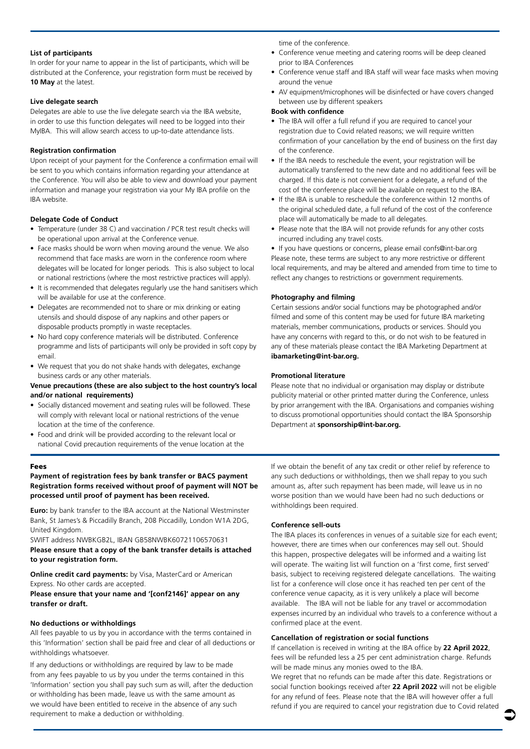#### List of participants

In order for your name to appear in the list of participants, which will be distributed at the Conference, your registration form must be received by **10 May** at the latest.

#### Live delegate search

Delegates are able to use the live delegate search via the IBA website, in order to use this function delegates will need to be logged into their MyIBA. This will allow search access to up-to-date attendance lists.

#### Registration confirmation

Upon receipt of your payment for the Conference a confirmation email will be sent to you which contains information regarding your attendance at the Conference. You will also be able to view and download your payment information and manage your registration via your My IBA profile on the IBA website.

#### Delegate Code of Conduct

- Temperature (under 38 C) and vaccination / PCR test result checks will be operational upon arrival at the Conference venue.
- Face masks should be worn when moving around the venue. We also recommend that face masks are worn in the conference room where delegates will be located for longer periods. This is also subject to local or national restrictions (where the most restrictive practices will apply).
- It is recommended that delegates regularly use the hand sanitisers which will be available for use at the conference.
- Delegates are recommended not to share or mix drinking or eating utensils and should dispose of any napkins and other papers or disposable products promptly in waste receptacles.
- No hard copy conference materials will be distributed. Conference programme and lists of participants will only be provided in soft copy by email.
- We request that you do not shake hands with delegates, exchange business cards or any other materials.

**Venue precautions (these are also subject to the host country's local and/or national requirements)**

- Socially distanced movement and seating rules will be followed. These will comply with relevant local or national restrictions of the venue location at the time of the conference.
- Food and drink will be provided according to the relevant local or national Covid precaution requirements of the venue location at the time of the conference.
- Conference venue meeting and catering rooms will be deep cleaned prior to IBA Conferences
- Conference venue staff and IBA staff will wear face masks when moving around the venue
- AV equipment/microphones will be disinfected or have covers changed between use by different speakers

**Book with confidence**

- The IBA will offer a full refund if you are required to cancel your registration due to Covid related reasons; we will require written confirmation of your cancellation by the end of business on the first day of the conference.
- If the IBA needs to reschedule the event, your registration will be automatically transferred to the new date and no additional fees will be charged. If this date is not convenient for a delegate, a refund of the cost of the conference place will be available on request to the IBA.
- If the IBA is unable to reschedule the conference within 12 months of the original scheduled date, a full refund of the cost of the conference place will automatically be made to all delegates.
- Please note that the IBA will not provide refunds for any other costs incurred including any travel costs.
- If you have questions or concerns, please email confs@int-bar.org

Please note, these terms are subject to any more restrictive or different local requirements, and may be altered and amended from time to time to reflect any changes to restrictions or government requirements.

#### Photography and filming

Certain sessions and/or social functions may be photographed and/or filmed and some of this content may be used for future IBA marketing materials, member communications, products or services. Should you have any concerns with regard to this, or do not wish to be featured in any of these materials please contact the IBA Marketing Department at **ibamarketing@int-bar.org.**

#### Promotional literature

Please note that no individual or organisation may display or distribute publicity material or other printed matter during the Conference, unless by prior arrangement with the IBA. Organisations and companies wishing to discuss promotional opportunities should contact the IBA Sponsorship Department at **sponsorship@int-bar.org.**

#### Fees

**Payment of registration fees by bank transfer or BACS payment**
**Registration forms received without proof of payment will NOT be processed until proof of payment has been received.**

**Euro:** by bank transfer to the IBA account at the National Westminster Bank, St James's & Piccadilly Branch, 208 Piccadilly, London W1A 2DG, United Kingdom.
SWIFT address NWBKGB2L, IBAN GB58NWBK60721106570631
**Please ensure that a copy of the bank transfer details is attached to your registration form.**

**Online credit card payments:** by Visa, MasterCard or American Express. No other cards are accepted.
**Please ensure that your name and '[conf2146]' appear on any transfer or draft.**

#### No deductions or withholdings

All fees payable to us by you in accordance with the terms contained in this 'Information' section shall be paid free and clear of all deductions or withholdings whatsoever.

If any deductions or withholdings are required by law to be made from any fees payable to us by you under the terms contained in this 'Information' section you shall pay such sum as will, after the deduction or withholding has been made, leave us with the same amount as we would have been entitled to receive in the absence of any such requirement to make a deduction or withholding.

If we obtain the benefit of any tax credit or other relief by reference to any such deductions or withholdings, then we shall repay to you such amount as, after such repayment has been made, will leave us in no worse position than we would have been had no such deductions or withholdings been required.

#### Conference sell-outs

The IBA places its conferences in venues of a suitable size for each event; however, there are times when our conferences may sell out. Should this happen, prospective delegates will be informed and a waiting list will operate. The waiting list will function on a 'first come, first served' basis, subject to receiving registered delegate cancellations. The waiting list for a conference will close once it has reached ten per cent of the conference venue capacity, as it is very unlikely a place will become available. The IBA will not be liable for any travel or accommodation expenses incurred by an individual who travels to a conference without a confirmed place at the event.

#### Cancellation of registration or social functions

If cancellation is received in writing at the IBA office by **22 April 2022**, fees will be refunded less a 25 per cent administration charge. Refunds will be made minus any monies owed to the IBA.
We regret that no refunds can be made after this date. Registrations or social function bookings received after **22 April 2022** will not be eligible for any refund of fees. Please note that the IBA will however offer a full refund if you are required to cancel your registration due to Covid related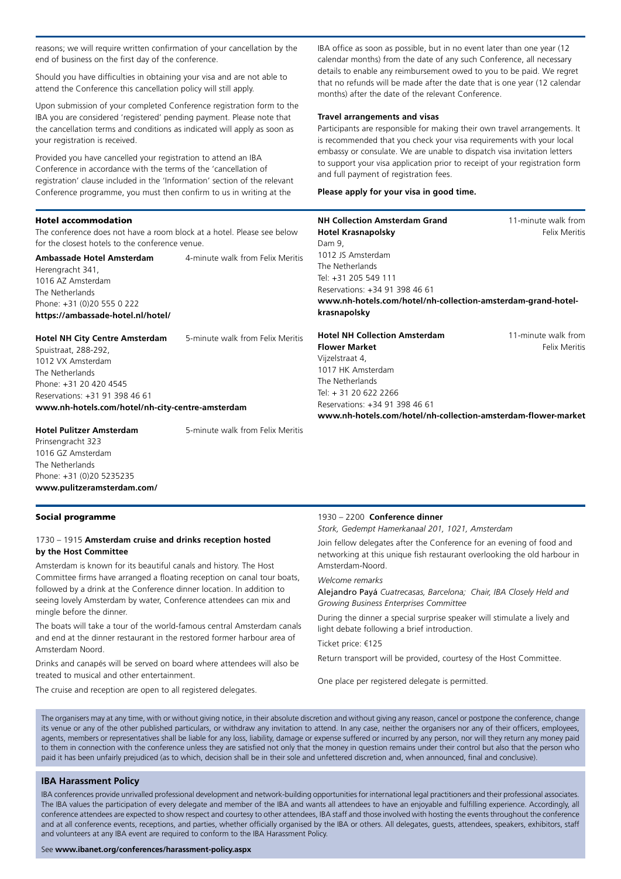reasons; we will require written confirmation of your cancellation by the end of business on the first day of the conference.

Should you have difficulties in obtaining your visa and are not able to attend the Conference this cancellation policy will still apply.

Upon submission of your completed Conference registration form to the IBA you are considered 'registered' pending payment. Please note that the cancellation terms and conditions as indicated will apply as soon as your registration is received.

Provided you have cancelled your registration to attend an IBA Conference in accordance with the terms of the 'cancellation of registration' clause included in the 'Information' section of the relevant Conference programme, you must then confirm to us in writing at the IBA office as soon as possible, but in no event later than one year (12 calendar months) from the date of any such Conference, all necessary details to enable any reimbursement owed to you to be paid. We regret that no refunds will be made after the date that is one year (12 calendar months) after the date of the relevant Conference.

**Travel arrangements and visas**

Participants are responsible for making their own travel arrangements. It is recommended that you check your visa requirements with your local embassy or consulate. We are unable to dispatch visa invitation letters to support your visa application prior to receipt of your registration form and full payment of registration fees.

**Please apply for your visa in good time.**

## Hotel accommodation

The conference does not have a room block at a hotel. Please see below for the closest hotels to the conference venue.

**Ambassade Hotel Amsterdam** — 4-minute walk from Felix Meritis
Herengracht 341,
1016 AZ Amsterdam
The Netherlands
Phone: +31 (0)20 555 0 222
**https://ambassade-hotel.nl/hotel/**

**Hotel NH City Centre Amsterdam** — 5-minute walk from Felix Meritis
Spuistraat, 288-292,
1012 VX Amsterdam
The Netherlands
Phone: +31 20 420 4545
Reservations: +31 91 398 46 61
**www.nh-hotels.com/hotel/nh-city-centre-amsterdam**

**Hotel Pulitzer Amsterdam** — 5-minute walk from Felix Meritis
Prinsengracht 323
1016 GZ Amsterdam
The Netherlands
Phone: +31 (0)20 5235235
**www.pulitzeramsterdam.com/**

**NH Collection Amsterdam Grand Hotel Krasnapolsky** — 11-minute walk from Felix Meritis
Dam 9,
1012 JS Amsterdam
The Netherlands
Tel: +31 205 549 111
Reservations: +34 91 398 46 61
**www.nh-hotels.com/hotel/nh-collection-amsterdam-grand-hotel-krasnapolsky**

**Hotel NH Collection Amsterdam Flower Market** — 11-minute walk from Felix Meritis
Vijzelstraat 4,
1017 HK Amsterdam
The Netherlands
Tel: + 31 20 622 2266
Reservations: +34 91 398 46 61
**www.nh-hotels.com/hotel/nh-collection-amsterdam-flower-market**

## Social programme

1730 – 1915 **Amsterdam cruise and drinks reception hosted by the Host Committee**

Amsterdam is known for its beautiful canals and history. The Host Committee firms have arranged a floating reception on canal tour boats, followed by a drink at the Conference dinner location. In addition to seeing lovely Amsterdam by water, Conference attendees can mix and mingle before the dinner.

The boats will take a tour of the world-famous central Amsterdam canals and end at the dinner restaurant in the restored former harbour area of Amsterdam Noord.

Drinks and canapés will be served on board where attendees will also be treated to musical and other entertainment.

The cruise and reception are open to all registered delegates.

1930 – 2200 **Conference dinner**

*Stork, Gedempt Hamerkanaal 201, 1021, Amsterdam*

Join fellow delegates after the Conference for an evening of food and networking at this unique fish restaurant overlooking the old harbour in Amsterdam-Noord.

*Welcome remarks*

Alejandro Payá *Cuatrecasas, Barcelona; Chair, IBA Closely Held and Growing Business Enterprises Committee*

During the dinner a special surprise speaker will stimulate a lively and light debate following a brief introduction.

Ticket price: €125

Return transport will be provided, courtesy of the Host Committee.

One place per registered delegate is permitted.

The organisers may at any time, with or without giving notice, in their absolute discretion and without giving any reason, cancel or postpone the conference, change its venue or any of the other published particulars, or withdraw any invitation to attend. In any case, neither the organisers nor any of their officers, employees, agents, members or representatives shall be liable for any loss, liability, damage or expense suffered or incurred by any person, nor will they return any money paid to them in connection with the conference unless they are satisfied not only that the money in question remains under their control but also that the person who paid it has been unfairly prejudiced (as to which, decision shall be in their sole and unfettered discretion and, when announced, final and conclusive).

## IBA Harassment Policy

IBA conferences provide unrivalled professional development and network-building opportunities for international legal practitioners and their professional associates. The IBA values the participation of every delegate and member of the IBA and wants all attendees to have an enjoyable and fulfilling experience. Accordingly, all conference attendees are expected to show respect and courtesy to other attendees, IBA staff and those involved with hosting the events throughout the conference and at all conference events, receptions, and parties, whether officially organised by the IBA or others. All delegates, guests, attendees, speakers, exhibitors, staff and volunteers at any IBA event are required to conform to the IBA Harassment Policy.

See **www.ibanet.org/conferences/harassment-policy.aspx**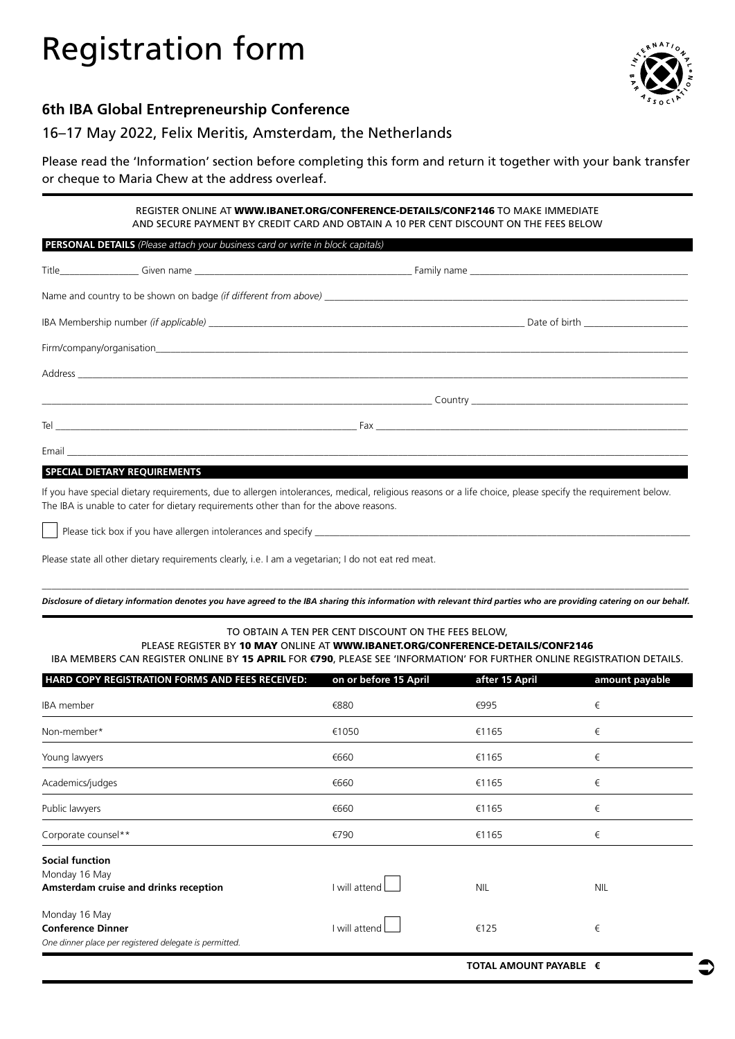# Registration form

## 6th IBA Global Entrepreneurship Conference

16–17 May 2022, Felix Meritis, Amsterdam, the Netherlands

Please read the 'Information' section before completing this form and return it together with your bank transfer or cheque to Maria Chew at the address overleaf.

REGISTER ONLINE AT **WWW.IBANET.ORG/CONFERENCE-DETAILS/CONF2146** TO MAKE IMMEDIATE AND SECURE PAYMENT BY CREDIT CARD AND OBTAIN A 10 PER CENT DISCOUNT ON THE FEES BELOW

**PERSONAL DETAILS** *(Please attach your business card or write in block capitals)*

Title________________ Given name ____________________ Family name ____________________

Name and country to be shown on badge *(if different from above)* ____________________

IBA Membership number *(if applicable)* ____________________ Date of birth ____________________

Firm/company/organisation____________________

Address ____________________

____________________ Country ____________________

Tel ____________________ Fax ____________________

Email ____________________

**SPECIAL DIETARY REQUIREMENTS**

If you have special dietary requirements, due to allergen intolerances, medical, religious reasons or a life choice, please specify the requirement below. The IBA is unable to cater for dietary requirements other than for the above reasons.

☐ Please tick box if you have allergen intolerances and specify ____________________

Please state all other dietary requirements clearly, i.e. I am a vegetarian; I do not eat red meat.

____________________

***Disclosure of dietary information denotes you have agreed to the IBA sharing this information with relevant third parties who are providing catering on our behalf.***

TO OBTAIN A TEN PER CENT DISCOUNT ON THE FEES BELOW,
PLEASE REGISTER BY **10 MAY** ONLINE AT **WWW.IBANET.ORG/CONFERENCE-DETAILS/CONF2146**
IBA MEMBERS CAN REGISTER ONLINE BY **15 APRIL** FOR **€790**, PLEASE SEE 'INFORMATION' FOR FURTHER ONLINE REGISTRATION DETAILS.

| HARD COPY REGISTRATION FORMS AND FEES RECEIVED: | on or before 15 April | after 15 April | amount payable |
|---|---|---|---|
| IBA member | €880 | €995 | € |
| Non-member* | €1050 | €1165 | € |
| Young lawyers | €660 | €1165 | € |
| Academics/judges | €660 | €1165 | € |
| Public lawyers | €660 | €1165 | € |
| Corporate counsel** | €790 | €1165 | € |
| **Social function**<br>Monday 16 May<br>**Amsterdam cruise and drinks reception** | I will attend ☐ | NIL | NIL |
| Monday 16 May<br>**Conference Dinner**<br>*One dinner place per registered delegate is permitted.* | I will attend ☐ | €125 | € |
| | | **TOTAL AMOUNT PAYABLE** | **€** |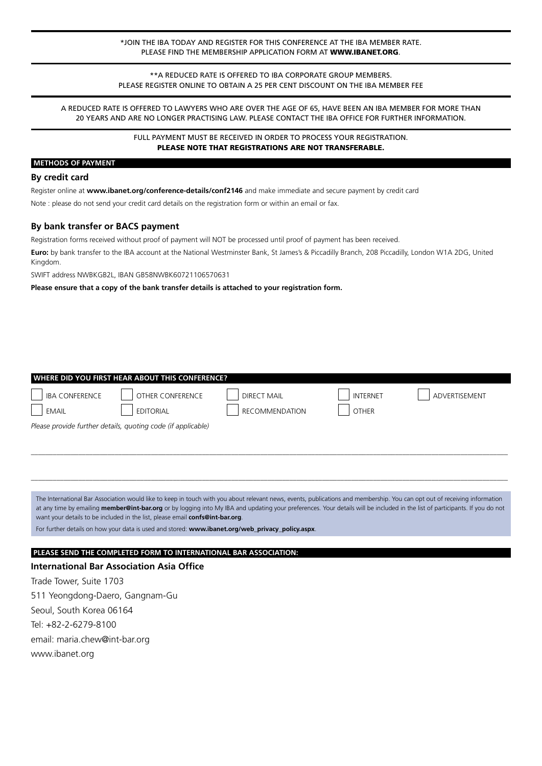\*JOIN THE IBA TODAY AND REGISTER FOR THIS CONFERENCE AT THE IBA MEMBER RATE.
PLEASE FIND THE MEMBERSHIP APPLICATION FORM AT **WWW.IBANET.ORG**.

\*\*A REDUCED RATE IS OFFERED TO IBA CORPORATE GROUP MEMBERS.
PLEASE REGISTER ONLINE TO OBTAIN A 25 PER CENT DISCOUNT ON THE IBA MEMBER FEE

A REDUCED RATE IS OFFERED TO LAWYERS WHO ARE OVER THE AGE OF 65, HAVE BEEN AN IBA MEMBER FOR MORE THAN 20 YEARS AND ARE NO LONGER PRACTISING LAW. PLEASE CONTACT THE IBA OFFICE FOR FURTHER INFORMATION.

FULL PAYMENT MUST BE RECEIVED IN ORDER TO PROCESS YOUR REGISTRATION.
**PLEASE NOTE THAT REGISTRATIONS ARE NOT TRANSFERABLE.**

## METHODS OF PAYMENT

### By credit card

Register online at **www.ibanet.org/conference-details/conf2146** and make immediate and secure payment by credit card

Note : please do not send your credit card details on the registration form or within an email or fax.

### By bank transfer or BACS payment

Registration forms received without proof of payment will NOT be processed until proof of payment has been received.

**Euro:** by bank transfer to the IBA account at the National Westminster Bank, St James's & Piccadilly Branch, 208 Piccadilly, London W1A 2DG, United Kingdom.

SWIFT address NWBKGB2L, IBAN GB58NWBK60721106570631

**Please ensure that a copy of the bank transfer details is attached to your registration form.**

## WHERE DID YOU FIRST HEAR ABOUT THIS CONFERENCE?

- ☐ IBA CONFERENCE
- ☐ OTHER CONFERENCE
- ☐ DIRECT MAIL
- ☐ INTERNET
- ☐ ADVERTISEMENT
- ☐ EMAIL
- ☐ EDITORIAL
- ☐ RECOMMENDATION
- ☐ OTHER

*Please provide further details, quoting code (if applicable)*

\_\_\_\_\_\_\_\_\_\_\_\_\_\_\_\_\_\_\_\_\_\_\_\_\_\_\_\_\_\_\_\_\_\_\_\_\_\_\_\_\_\_\_\_\_\_\_\_\_\_\_\_\_\_\_\_\_\_\_\_

\_\_\_\_\_\_\_\_\_\_\_\_\_\_\_\_\_\_\_\_\_\_\_\_\_\_\_\_\_\_\_\_\_\_\_\_\_\_\_\_\_\_\_\_\_\_\_\_\_\_\_\_\_\_\_\_\_\_\_\_

The International Bar Association would like to keep in touch with you about relevant news, events, publications and membership. You can opt out of receiving information at any time by emailing **member@int-bar.org** or by logging into My IBA and updating your preferences. Your details will be included in the list of participants. If you do not want your details to be included in the list, please email **confs@int-bar.org**.

For further details on how your data is used and stored: **www.ibanet.org/web_privacy_policy.aspx**.

## PLEASE SEND THE COMPLETED FORM TO INTERNATIONAL BAR ASSOCIATION:

### International Bar Association Asia Office

Trade Tower, Suite 1703

511 Yeongdong-Daero, Gangnam-Gu

Seoul, South Korea 06164

Tel: +82-2-6279-8100

email: maria.chew@int-bar.org

www.ibanet.org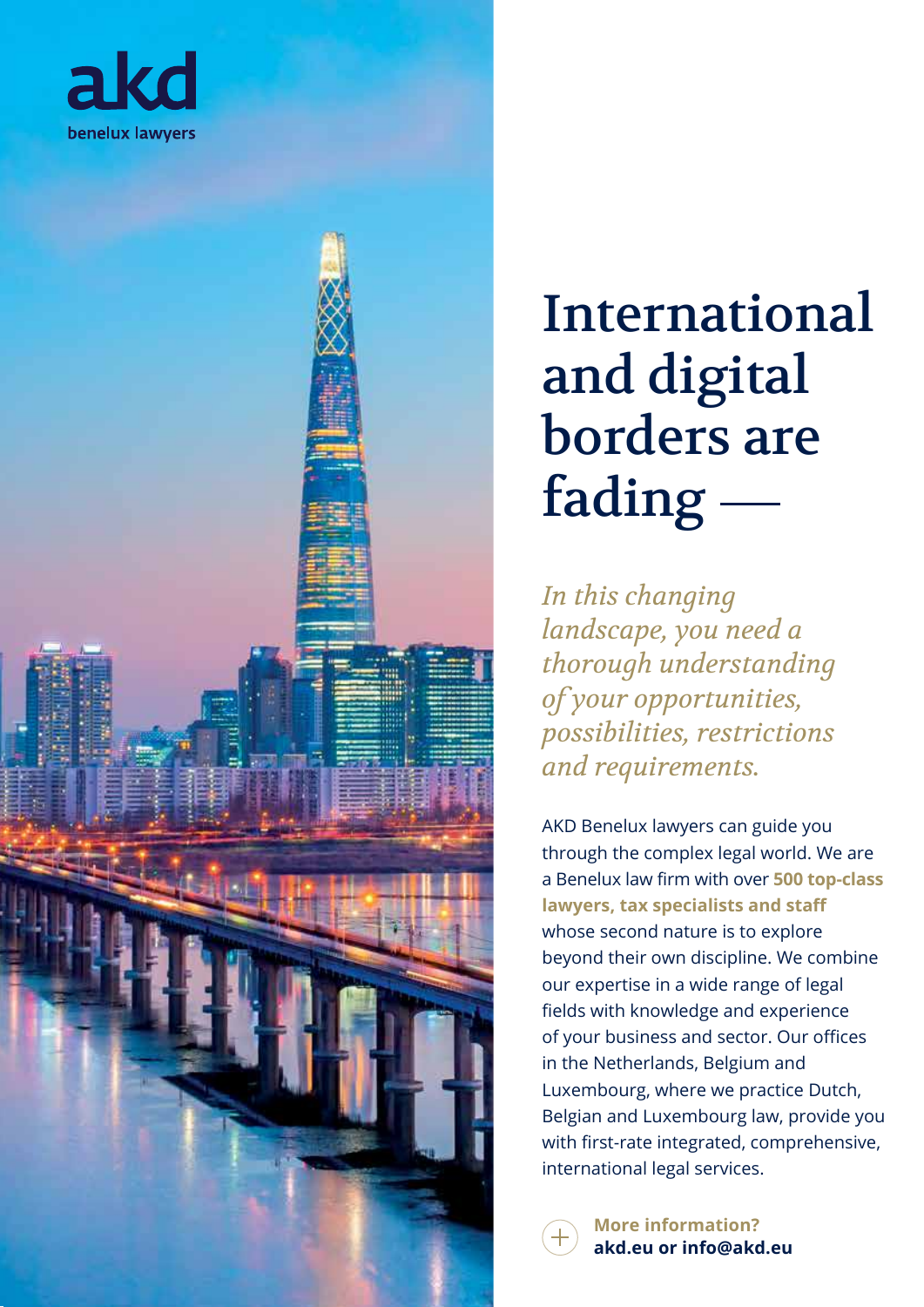akd

benelux lawyers

# International and digital borders are fading —

*In this changing landscape, you need a thorough understanding of your opportunities, possibilities, restrictions and requirements.*

AKD Benelux lawyers can guide you through the complex legal world. We are a Benelux law firm with over **500 top-class lawyers, tax specialists and staff** whose second nature is to explore beyond their own discipline. We combine our expertise in a wide range of legal fields with knowledge and experience of your business and sector. Our offices in the Netherlands, Belgium and Luxembourg, where we practice Dutch, Belgian and Luxembourg law, provide you with first-rate integrated, comprehensive, international legal services.

**More information?**
**akd.eu or info@akd.eu**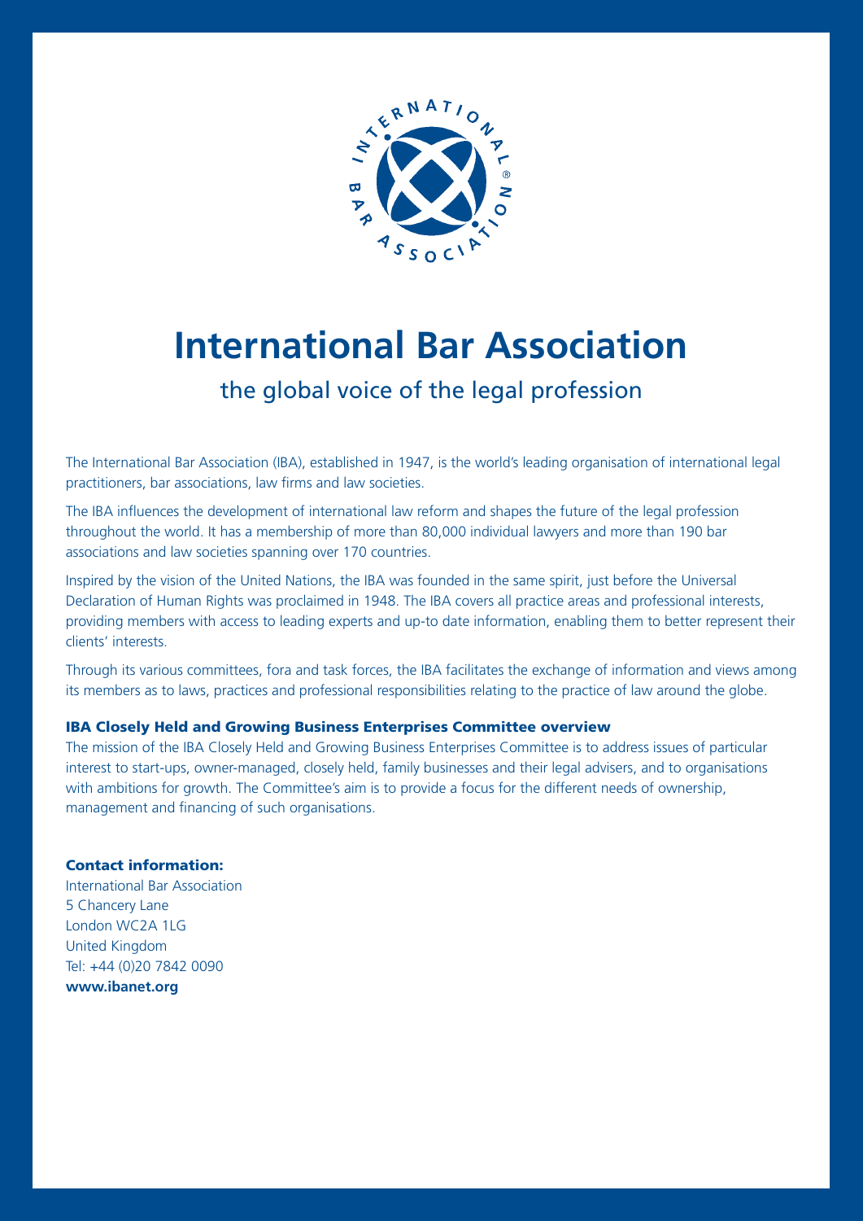# International Bar Association

## the global voice of the legal profession

The International Bar Association (IBA), established in 1947, is the world's leading organisation of international legal practitioners, bar associations, law firms and law societies.

The IBA influences the development of international law reform and shapes the future of the legal profession throughout the world. It has a membership of more than 80,000 individual lawyers and more than 190 bar associations and law societies spanning over 170 countries.

Inspired by the vision of the United Nations, the IBA was founded in the same spirit, just before the Universal Declaration of Human Rights was proclaimed in 1948. The IBA covers all practice areas and professional interests, providing members with access to leading experts and up-to date information, enabling them to better represent their clients' interests.

Through its various committees, fora and task forces, the IBA facilitates the exchange of information and views among its members as to laws, practices and professional responsibilities relating to the practice of law around the globe.

### IBA Closely Held and Growing Business Enterprises Committee overview

The mission of the IBA Closely Held and Growing Business Enterprises Committee is to address issues of particular interest to start-ups, owner-managed, closely held, family businesses and their legal advisers, and to organisations with ambitions for growth. The Committee's aim is to provide a focus for the different needs of ownership, management and financing of such organisations.

### Contact information:

International Bar Association
5 Chancery Lane
London WC2A 1LG
United Kingdom
Tel: +44 (0)20 7842 0090
**www.ibanet.org**